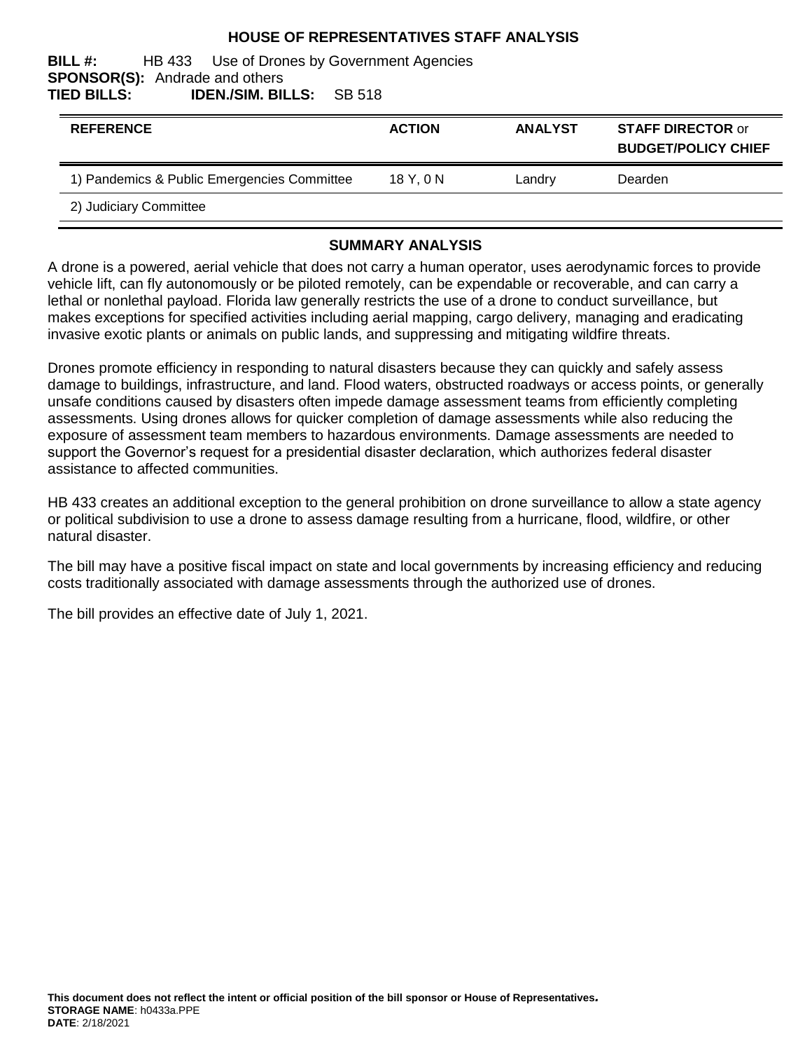# HOUSE OF REPRESENTATIVES STAFF ANALYSIS

**BILL #:** HB 433 Use of Drones by Government Agencies
**SPONSOR(S):** Andrade and others
**TIED BILLS:** **IDEN./SIM. BILLS:** SB 518

| REFERENCE | ACTION | ANALYST | STAFF DIRECTOR or BUDGET/POLICY CHIEF |
|---|---|---|---|
| 1) Pandemics & Public Emergencies Committee | 18 Y, 0 N | Landry | Dearden |
| 2) Judiciary Committee | | | |

## SUMMARY ANALYSIS

A drone is a powered, aerial vehicle that does not carry a human operator, uses aerodynamic forces to provide vehicle lift, can fly autonomously or be piloted remotely, can be expendable or recoverable, and can carry a lethal or nonlethal payload. Florida law generally restricts the use of a drone to conduct surveillance, but makes exceptions for specified activities including aerial mapping, cargo delivery, managing and eradicating invasive exotic plants or animals on public lands, and suppressing and mitigating wildfire threats.

Drones promote efficiency in responding to natural disasters because they can quickly and safely assess damage to buildings, infrastructure, and land. Flood waters, obstructed roadways or access points, or generally unsafe conditions caused by disasters often impede damage assessment teams from efficiently completing assessments. Using drones allows for quicker completion of damage assessments while also reducing the exposure of assessment team members to hazardous environments. Damage assessments are needed to support the Governor's request for a presidential disaster declaration, which authorizes federal disaster assistance to affected communities.

HB 433 creates an additional exception to the general prohibition on drone surveillance to allow a state agency or political subdivision to use a drone to assess damage resulting from a hurricane, flood, wildfire, or other natural disaster.

The bill may have a positive fiscal impact on state and local governments by increasing efficiency and reducing costs traditionally associated with damage assessments through the authorized use of drones.

The bill provides an effective date of July 1, 2021.

**This document does not reflect the intent or official position of the bill sponsor or House of Representatives.**
**STORAGE NAME**: h0433a.PPE
**DATE**: 2/18/2021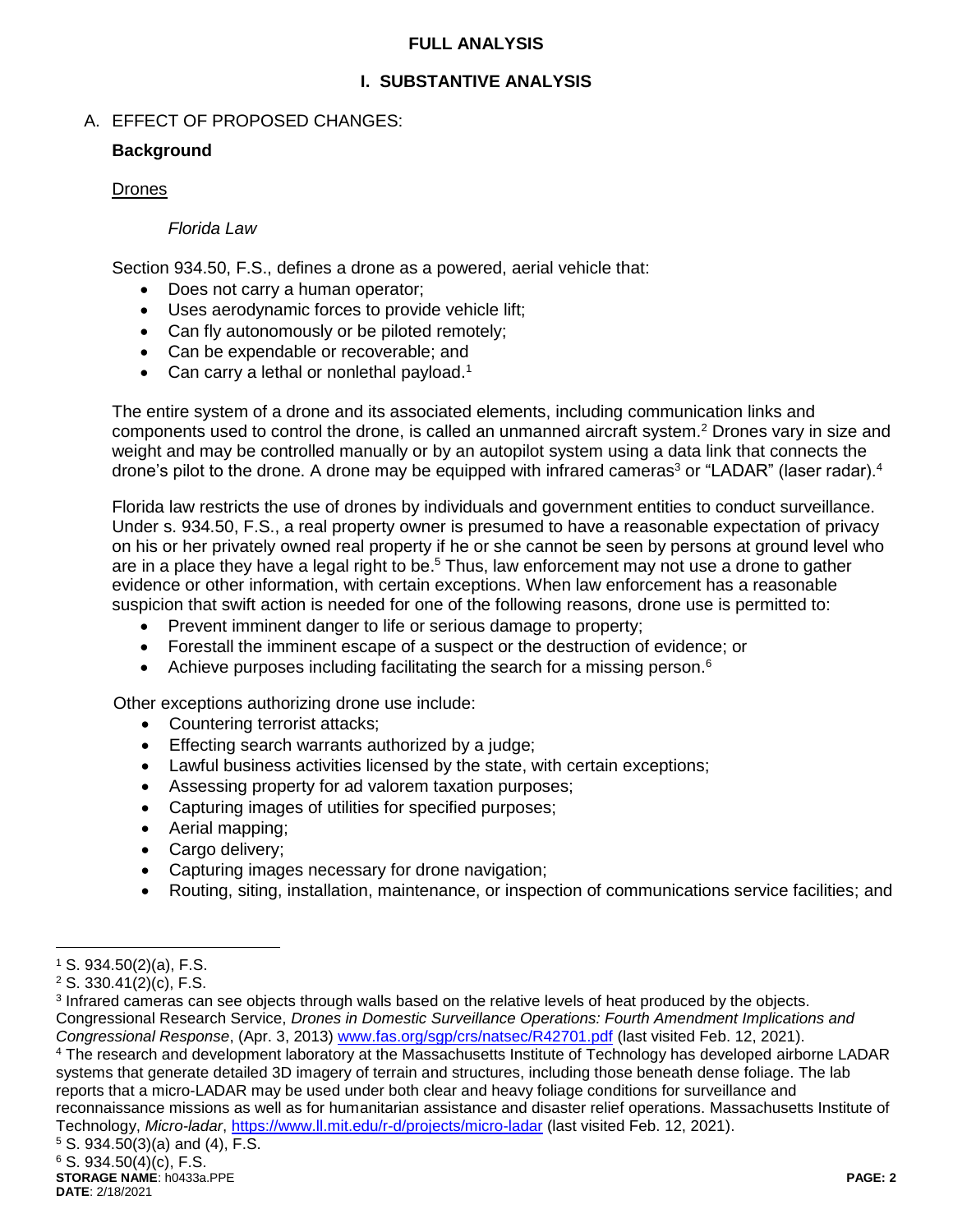# FULL ANALYSIS

## I. SUBSTANTIVE ANALYSIS

A. EFFECT OF PROPOSED CHANGES:

### Background

Drones

*Florida Law*

Section 934.50, F.S., defines a drone as a powered, aerial vehicle that:

- Does not carry a human operator;
- Uses aerodynamic forces to provide vehicle lift;
- Can fly autonomously or be piloted remotely;
- Can be expendable or recoverable; and
- Can carry a lethal or nonlethal payload.[1]

The entire system of a drone and its associated elements, including communication links and components used to control the drone, is called an unmanned aircraft system.[2] Drones vary in size and weight and may be controlled manually or by an autopilot system using a data link that connects the drone's pilot to the drone. A drone may be equipped with infrared cameras[3] or "LADAR" (laser radar).[4]

Florida law restricts the use of drones by individuals and government entities to conduct surveillance. Under s. 934.50, F.S., a real property owner is presumed to have a reasonable expectation of privacy on his or her privately owned real property if he or she cannot be seen by persons at ground level who are in a place they have a legal right to be.[5] Thus, law enforcement may not use a drone to gather evidence or other information, with certain exceptions. When law enforcement has a reasonable suspicion that swift action is needed for one of the following reasons, drone use is permitted to:

- Prevent imminent danger to life or serious damage to property;
- Forestall the imminent escape of a suspect or the destruction of evidence; or
- Achieve purposes including facilitating the search for a missing person.[6]

Other exceptions authorizing drone use include:

- Countering terrorist attacks;
- Effecting search warrants authorized by a judge;
- Lawful business activities licensed by the state, with certain exceptions;
- Assessing property for ad valorem taxation purposes;
- Capturing images of utilities for specified purposes;
- Aerial mapping;
- Cargo delivery;
- Capturing images necessary for drone navigation;
- Routing, siting, installation, maintenance, or inspection of communications service facilities; and

---

[1] S. 934.50(2)(a), F.S.

[2] S. 330.41(2)(c), F.S.

[3] Infrared cameras can see objects through walls based on the relative levels of heat produced by the objects. Congressional Research Service, *Drones in Domestic Surveillance Operations: Fourth Amendment Implications and Congressional Response*, (Apr. 3, 2013) www.fas.org/sgp/crs/natsec/R42701.pdf (last visited Feb. 12, 2021).

[4] The research and development laboratory at the Massachusetts Institute of Technology has developed airborne LADAR systems that generate detailed 3D imagery of terrain and structures, including those beneath dense foliage. The lab reports that a micro-LADAR may be used under both clear and heavy foliage conditions for surveillance and reconnaissance missions as well as for humanitarian assistance and disaster relief operations. Massachusetts Institute of Technology, *Micro-ladar*, https://www.ll.mit.edu/r-d/projects/micro-ladar (last visited Feb. 12, 2021).

[5] S. 934.50(3)(a) and (4), F.S.

[6] S. 934.50(4)(c), F.S.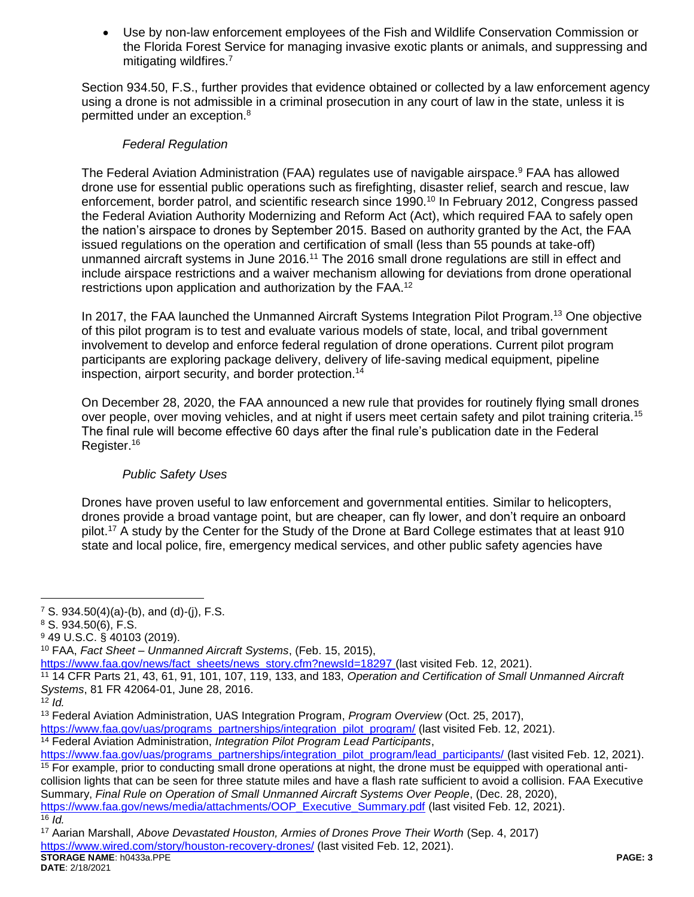- Use by non-law enforcement employees of the Fish and Wildlife Conservation Commission or the Florida Forest Service for managing invasive exotic plants or animals, and suppressing and mitigating wildfires.[7]

Section 934.50, F.S., further provides that evidence obtained or collected by a law enforcement agency using a drone is not admissible in a criminal prosecution in any court of law in the state, unless it is permitted under an exception.[8]

*Federal Regulation*

The Federal Aviation Administration (FAA) regulates use of navigable airspace.[9] FAA has allowed drone use for essential public operations such as firefighting, disaster relief, search and rescue, law enforcement, border patrol, and scientific research since 1990.[10] In February 2012, Congress passed the Federal Aviation Authority Modernizing and Reform Act (Act), which required FAA to safely open the nation's airspace to drones by September 2015. Based on authority granted by the Act, the FAA issued regulations on the operation and certification of small (less than 55 pounds at take-off) unmanned aircraft systems in June 2016.[11] The 2016 small drone regulations are still in effect and include airspace restrictions and a waiver mechanism allowing for deviations from drone operational restrictions upon application and authorization by the FAA.[12]

In 2017, the FAA launched the Unmanned Aircraft Systems Integration Pilot Program.[13] One objective of this pilot program is to test and evaluate various models of state, local, and tribal government involvement to develop and enforce federal regulation of drone operations. Current pilot program participants are exploring package delivery, delivery of life-saving medical equipment, pipeline inspection, airport security, and border protection.[14]

On December 28, 2020, the FAA announced a new rule that provides for routinely flying small drones over people, over moving vehicles, and at night if users meet certain safety and pilot training criteria.[15] The final rule will become effective 60 days after the final rule's publication date in the Federal Register.[16]

*Public Safety Uses*

Drones have proven useful to law enforcement and governmental entities. Similar to helicopters, drones provide a broad vantage point, but are cheaper, can fly lower, and don't require an onboard pilot.[17] A study by the Center for the Study of the Drone at Bard College estimates that at least 910 state and local police, fire, emergency medical services, and other public safety agencies have

---

[7] S. 934.50(4)(a)-(b), and (d)-(j), F.S.

[8] S. 934.50(6), F.S.

[9] 49 U.S.C. § 40103 (2019).

[10] FAA, *Fact Sheet – Unmanned Aircraft Systems*, (Feb. 15, 2015), https://www.faa.gov/news/fact_sheets/news_story.cfm?newsId=18297 (last visited Feb. 12, 2021).

[11] 14 CFR Parts 21, 43, 61, 91, 101, 107, 119, 133, and 183, *Operation and Certification of Small Unmanned Aircraft Systems*, 81 FR 42064-01, June 28, 2016.

[12] *Id.*

[13] Federal Aviation Administration, UAS Integration Program, *Program Overview* (Oct. 25, 2017), https://www.faa.gov/uas/programs_partnerships/integration_pilot_program/ (last visited Feb. 12, 2021).

[14] Federal Aviation Administration, *Integration Pilot Program Lead Participants*, https://www.faa.gov/uas/programs_partnerships/integration_pilot_program/lead_participants/ (last visited Feb. 12, 2021).

[15] For example, prior to conducting small drone operations at night, the drone must be equipped with operational anti-collision lights that can be seen for three statute miles and have a flash rate sufficient to avoid a collision. FAA Executive Summary, *Final Rule on Operation of Small Unmanned Aircraft Systems Over People*, (Dec. 28, 2020), https://www.faa.gov/news/media/attachments/OOP_Executive_Summary.pdf (last visited Feb. 12, 2021).

[16] *Id.*

[17] Aarian Marshall, *Above Devastated Houston, Armies of Drones Prove Their Worth* (Sep. 4, 2017) https://www.wired.com/story/houston-recovery-drones/ (last visited Feb. 12, 2021).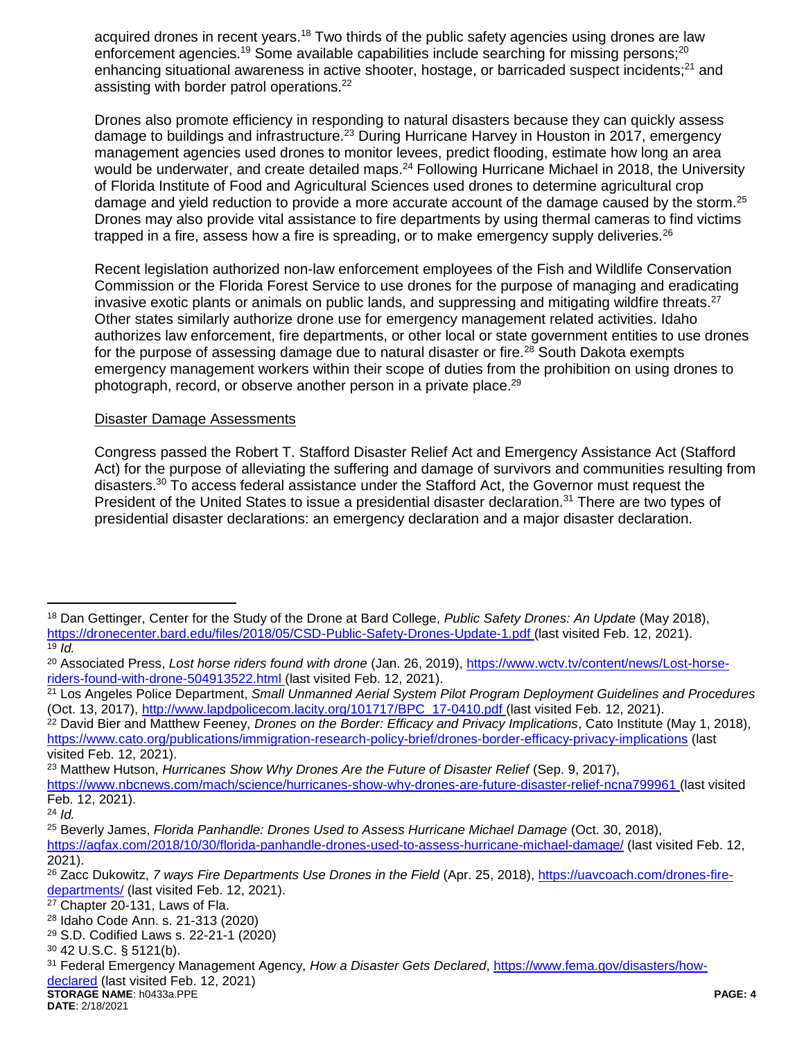acquired drones in recent years.[18] Two thirds of the public safety agencies using drones are law enforcement agencies.[19] Some available capabilities include searching for missing persons;[20] enhancing situational awareness in active shooter, hostage, or barricaded suspect incidents;[21] and assisting with border patrol operations.[22]

Drones also promote efficiency in responding to natural disasters because they can quickly assess damage to buildings and infrastructure.[23] During Hurricane Harvey in Houston in 2017, emergency management agencies used drones to monitor levees, predict flooding, estimate how long an area would be underwater, and create detailed maps.[24] Following Hurricane Michael in 2018, the University of Florida Institute of Food and Agricultural Sciences used drones to determine agricultural crop damage and yield reduction to provide a more accurate account of the damage caused by the storm.[25] Drones may also provide vital assistance to fire departments by using thermal cameras to find victims trapped in a fire, assess how a fire is spreading, or to make emergency supply deliveries.[26]

Recent legislation authorized non-law enforcement employees of the Fish and Wildlife Conservation Commission or the Florida Forest Service to use drones for the purpose of managing and eradicating invasive exotic plants or animals on public lands, and suppressing and mitigating wildfire threats.[27] Other states similarly authorize drone use for emergency management related activities. Idaho authorizes law enforcement, fire departments, or other local or state government entities to use drones for the purpose of assessing damage due to natural disaster or fire.[28] South Dakota exempts emergency management workers within their scope of duties from the prohibition on using drones to photograph, record, or observe another person in a private place.[29]

<u>Disaster Damage Assessments</u>

Congress passed the Robert T. Stafford Disaster Relief Act and Emergency Assistance Act (Stafford Act) for the purpose of alleviating the suffering and damage of survivors and communities resulting from disasters.[30] To access federal assistance under the Stafford Act, the Governor must request the President of the United States to issue a presidential disaster declaration.[31] There are two types of presidential disaster declarations: an emergency declaration and a major disaster declaration.

---

[18] Dan Gettinger, Center for the Study of the Drone at Bard College, *Public Safety Drones: An Update* (May 2018), https://dronecenter.bard.edu/files/2018/05/CSD-Public-Safety-Drones-Update-1.pdf (last visited Feb. 12, 2021).

[19] *Id.*

[20] Associated Press, *Lost horse riders found with drone* (Jan. 26, 2019), https://www.wctv.tv/content/news/Lost-horse-riders-found-with-drone-504913522.html (last visited Feb. 12, 2021).

[21] Los Angeles Police Department, *Small Unmanned Aerial System Pilot Program Deployment Guidelines and Procedures* (Oct. 13, 2017), http://www.lapdpolicecom.lacity.org/101717/BPC_17-0410.pdf (last visited Feb. 12, 2021).

[22] David Bier and Matthew Feeney, *Drones on the Border: Efficacy and Privacy Implications*, Cato Institute (May 1, 2018), https://www.cato.org/publications/immigration-research-policy-brief/drones-border-efficacy-privacy-implications (last visited Feb. 12, 2021).

[23] Matthew Hutson, *Hurricanes Show Why Drones Are the Future of Disaster Relief* (Sep. 9, 2017), https://www.nbcnews.com/mach/science/hurricanes-show-why-drones-are-future-disaster-relief-ncna799961 (last visited Feb. 12, 2021).

[24] *Id.*

[25] Beverly James, *Florida Panhandle: Drones Used to Assess Hurricane Michael Damage* (Oct. 30, 2018), https://agfax.com/2018/10/30/florida-panhandle-drones-used-to-assess-hurricane-michael-damage/ (last visited Feb. 12, 2021).

[26] Zacc Dukowitz, *7 ways Fire Departments Use Drones in the Field* (Apr. 25, 2018), https://uavcoach.com/drones-fire-departments/ (last visited Feb. 12, 2021).

[27] Chapter 20-131, Laws of Fla.

[28] Idaho Code Ann. s. 21-313 (2020)

[29] S.D. Codified Laws s. 22-21-1 (2020)

[30] 42 U.S.C. § 5121(b).

[31] Federal Emergency Management Agency, *How a Disaster Gets Declared*, https://www.fema.gov/disasters/how-declared (last visited Feb. 12, 2021)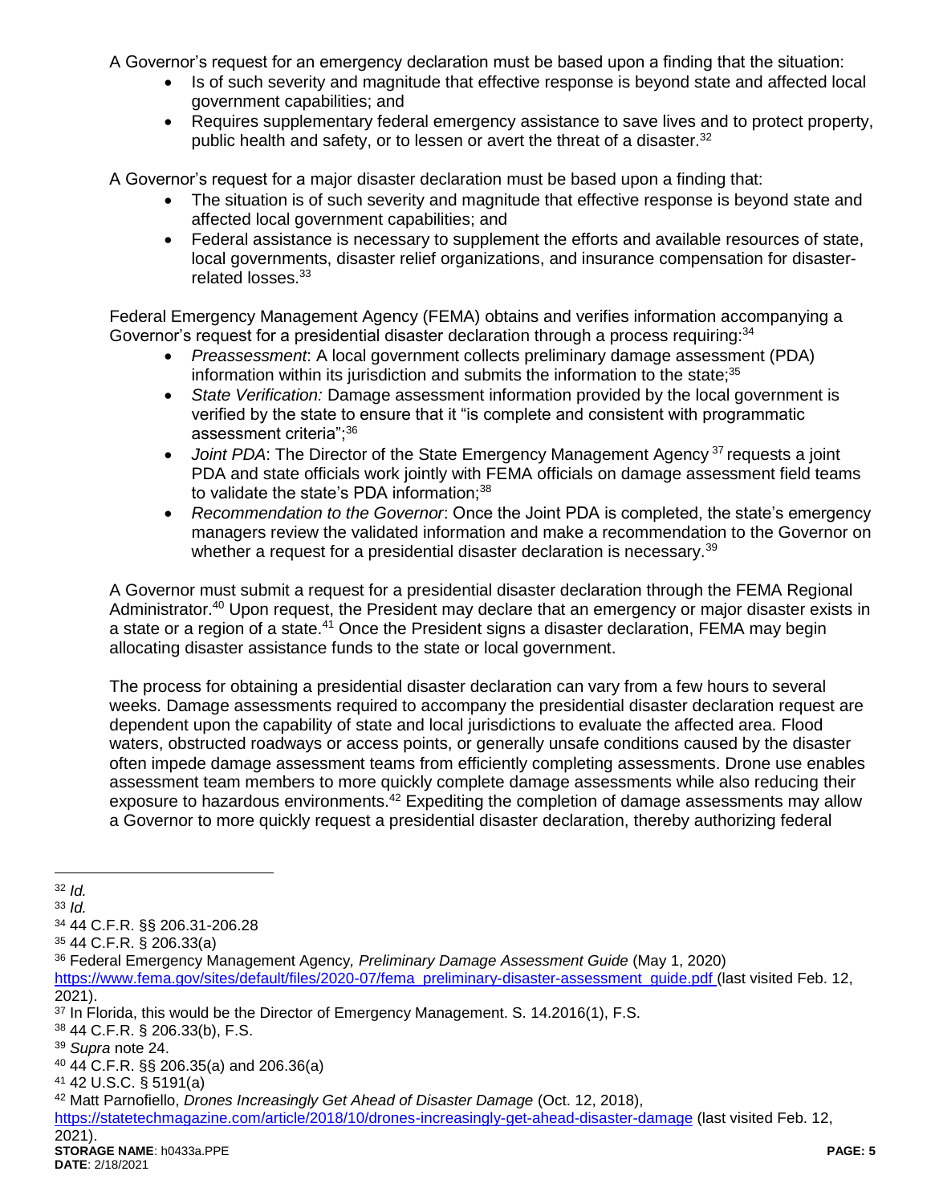A Governor's request for an emergency declaration must be based upon a finding that the situation:

- Is of such severity and magnitude that effective response is beyond state and affected local government capabilities; and
- Requires supplementary federal emergency assistance to save lives and to protect property, public health and safety, or to lessen or avert the threat of a disaster.[32]

A Governor's request for a major disaster declaration must be based upon a finding that:

- The situation is of such severity and magnitude that effective response is beyond state and affected local government capabilities; and
- Federal assistance is necessary to supplement the efforts and available resources of state, local governments, disaster relief organizations, and insurance compensation for disaster-related losses.[33]

Federal Emergency Management Agency (FEMA) obtains and verifies information accompanying a Governor's request for a presidential disaster declaration through a process requiring:[34]

- *Preassessment*: A local government collects preliminary damage assessment (PDA) information within its jurisdiction and submits the information to the state;[35]
- *State Verification:* Damage assessment information provided by the local government is verified by the state to ensure that it "is complete and consistent with programmatic assessment criteria";[36]
- *Joint PDA*: The Director of the State Emergency Management Agency[37] requests a joint PDA and state officials work jointly with FEMA officials on damage assessment field teams to validate the state's PDA information;[38]
- *Recommendation to the Governor*: Once the Joint PDA is completed, the state's emergency managers review the validated information and make a recommendation to the Governor on whether a request for a presidential disaster declaration is necessary.[39]

A Governor must submit a request for a presidential disaster declaration through the FEMA Regional Administrator.[40] Upon request, the President may declare that an emergency or major disaster exists in a state or a region of a state.[41] Once the President signs a disaster declaration, FEMA may begin allocating disaster assistance funds to the state or local government.

The process for obtaining a presidential disaster declaration can vary from a few hours to several weeks. Damage assessments required to accompany the presidential disaster declaration request are dependent upon the capability of state and local jurisdictions to evaluate the affected area. Flood waters, obstructed roadways or access points, or generally unsafe conditions caused by the disaster often impede damage assessment teams from efficiently completing assessments. Drone use enables assessment team members to more quickly complete damage assessments while also reducing their exposure to hazardous environments.[42] Expediting the completion of damage assessments may allow a Governor to more quickly request a presidential disaster declaration, thereby authorizing federal

---

[32] *Id.*

[33] *Id.*

[34] 44 C.F.R. §§ 206.31-206.28

[35] 44 C.F.R. § 206.33(a)

[36] Federal Emergency Management Agency*, Preliminary Damage Assessment Guide* (May 1, 2020) https://www.fema.gov/sites/default/files/2020-07/fema_preliminary-disaster-assessment_guide.pdf (last visited Feb. 12, 2021).

[37] In Florida, this would be the Director of Emergency Management. S. 14.2016(1), F.S.

[38] 44 C.F.R. § 206.33(b), F.S.

[39] *Supra* note 24.

[40] 44 C.F.R. §§ 206.35(a) and 206.36(a)

[41] 42 U.S.C. § 5191(a)

[42] Matt Parnofiello, *Drones Increasingly Get Ahead of Disaster Damage* (Oct. 12, 2018), https://statetechmagazine.com/article/2018/10/drones-increasingly-get-ahead-disaster-damage (last visited Feb. 12, 2021).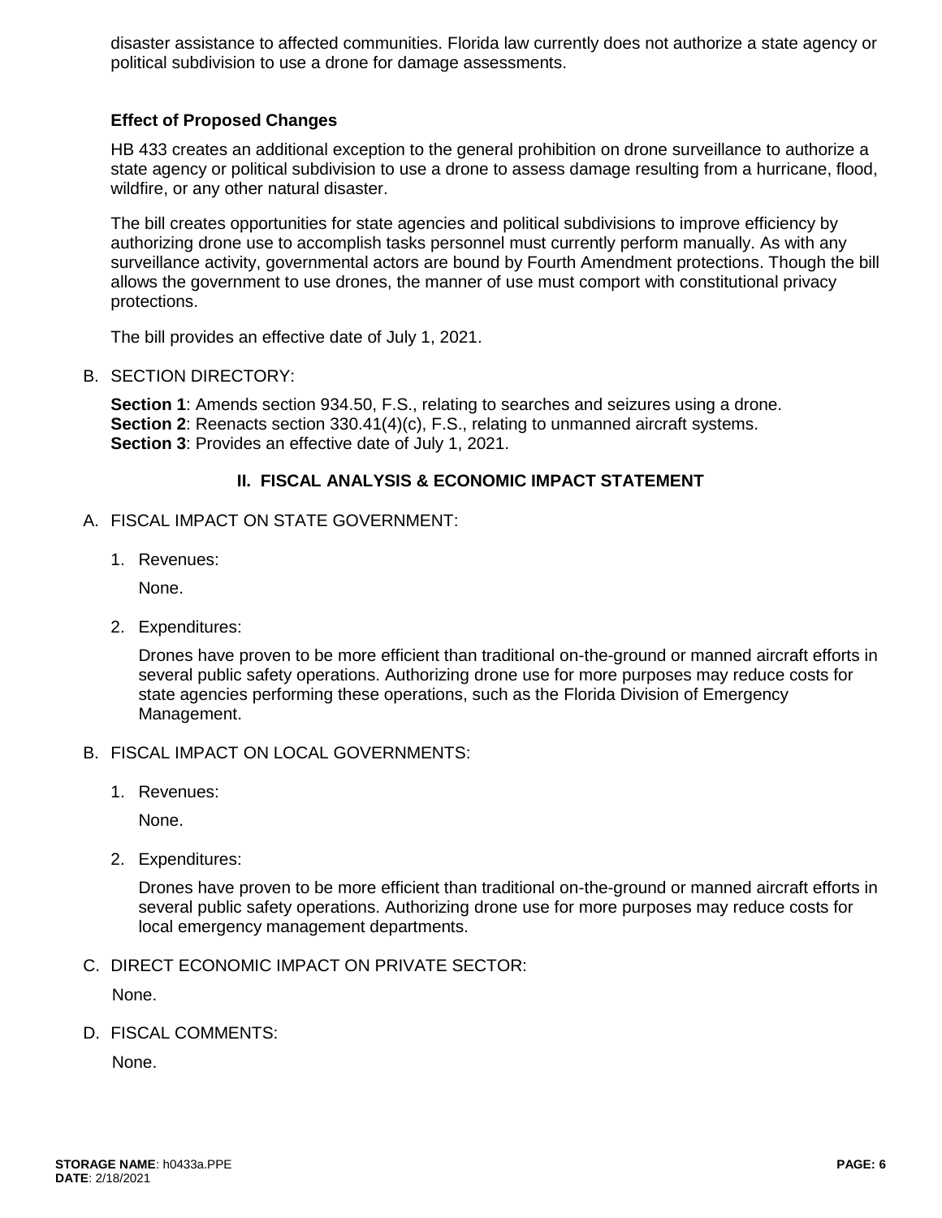disaster assistance to affected communities. Florida law currently does not authorize a state agency or political subdivision to use a drone for damage assessments.

### Effect of Proposed Changes

HB 433 creates an additional exception to the general prohibition on drone surveillance to authorize a state agency or political subdivision to use a drone to assess damage resulting from a hurricane, flood, wildfire, or any other natural disaster.

The bill creates opportunities for state agencies and political subdivisions to improve efficiency by authorizing drone use to accomplish tasks personnel must currently perform manually. As with any surveillance activity, governmental actors are bound by Fourth Amendment protections. Though the bill allows the government to use drones, the manner of use must comport with constitutional privacy protections.

The bill provides an effective date of July 1, 2021.

B. SECTION DIRECTORY:

**Section 1**: Amends section 934.50, F.S., relating to searches and seizures using a drone.
**Section 2**: Reenacts section 330.41(4)(c), F.S., relating to unmanned aircraft systems.
**Section 3**: Provides an effective date of July 1, 2021.

## II. FISCAL ANALYSIS & ECONOMIC IMPACT STATEMENT

A. FISCAL IMPACT ON STATE GOVERNMENT:

1. Revenues:

   None.

2. Expenditures:

   Drones have proven to be more efficient than traditional on-the-ground or manned aircraft efforts in several public safety operations. Authorizing drone use for more purposes may reduce costs for state agencies performing these operations, such as the Florida Division of Emergency Management.

B. FISCAL IMPACT ON LOCAL GOVERNMENTS:

1. Revenues:

   None.

2. Expenditures:

   Drones have proven to be more efficient than traditional on-the-ground or manned aircraft efforts in several public safety operations. Authorizing drone use for more purposes may reduce costs for local emergency management departments.

C. DIRECT ECONOMIC IMPACT ON PRIVATE SECTOR:

None.

D. FISCAL COMMENTS:

None.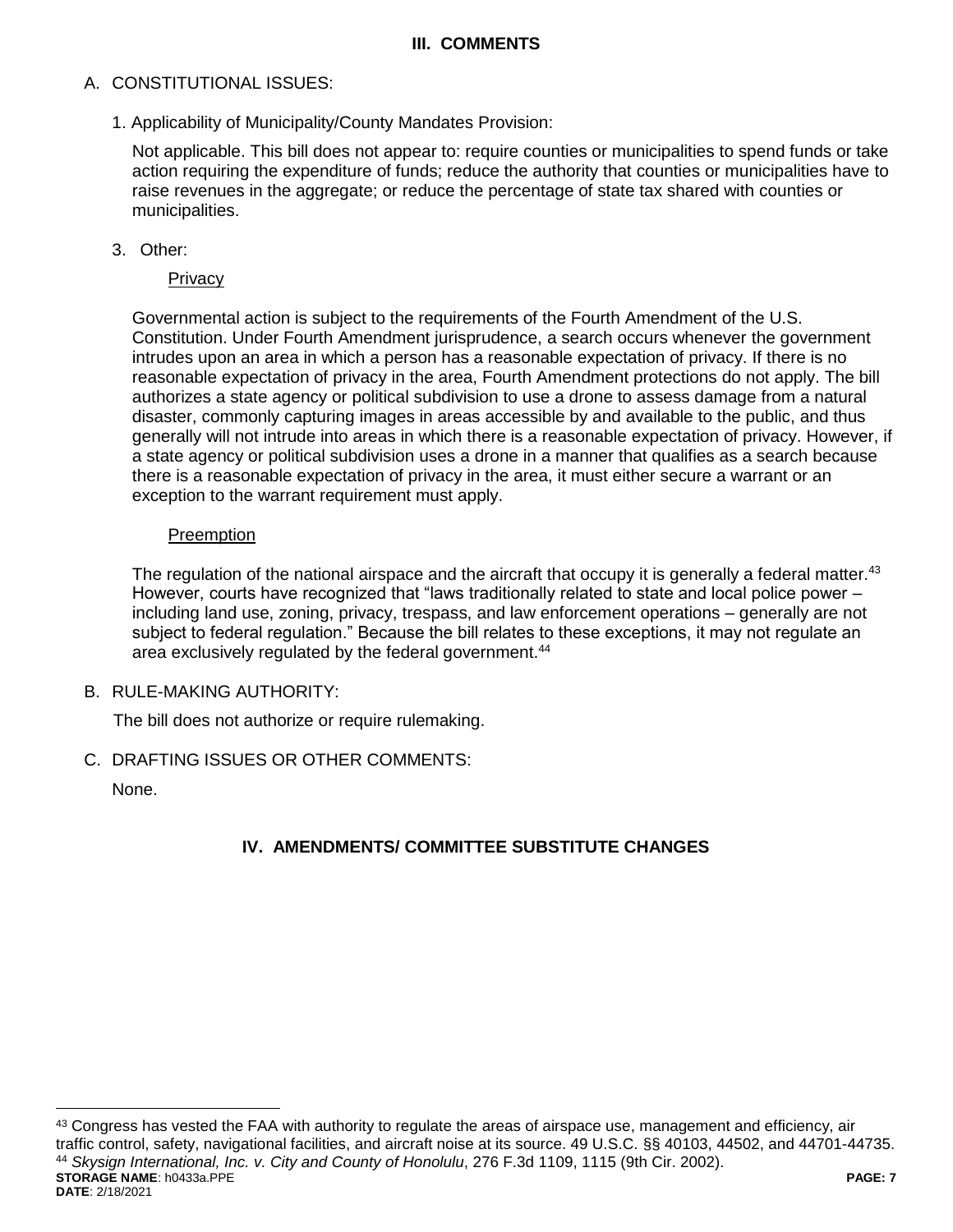## III. COMMENTS

A. CONSTITUTIONAL ISSUES:

1. Applicability of Municipality/County Mandates Provision:

Not applicable. This bill does not appear to: require counties or municipalities to spend funds or take action requiring the expenditure of funds; reduce the authority that counties or municipalities have to raise revenues in the aggregate; or reduce the percentage of state tax shared with counties or municipalities.

3. Other:

Privacy

Governmental action is subject to the requirements of the Fourth Amendment of the U.S. Constitution. Under Fourth Amendment jurisprudence, a search occurs whenever the government intrudes upon an area in which a person has a reasonable expectation of privacy. If there is no reasonable expectation of privacy in the area, Fourth Amendment protections do not apply. The bill authorizes a state agency or political subdivision to use a drone to assess damage from a natural disaster, commonly capturing images in areas accessible by and available to the public, and thus generally will not intrude into areas in which there is a reasonable expectation of privacy. However, if a state agency or political subdivision uses a drone in a manner that qualifies as a search because there is a reasonable expectation of privacy in the area, it must either secure a warrant or an exception to the warrant requirement must apply.

Preemption

The regulation of the national airspace and the aircraft that occupy it is generally a federal matter.[43] However, courts have recognized that "laws traditionally related to state and local police power – including land use, zoning, privacy, trespass, and law enforcement operations – generally are not subject to federal regulation." Because the bill relates to these exceptions, it may not regulate an area exclusively regulated by the federal government.[44]

B. RULE-MAKING AUTHORITY:

The bill does not authorize or require rulemaking.

C. DRAFTING ISSUES OR OTHER COMMENTS:

None.

## IV. AMENDMENTS/ COMMITTEE SUBSTITUTE CHANGES

---

[43] Congress has vested the FAA with authority to regulate the areas of airspace use, management and efficiency, air traffic control, safety, navigational facilities, and aircraft noise at its source. 49 U.S.C. §§ 40103, 44502, and 44701-44735.

[44] *Skysign International, Inc. v. City and County of Honolulu*, 276 F.3d 1109, 1115 (9th Cir. 2002).